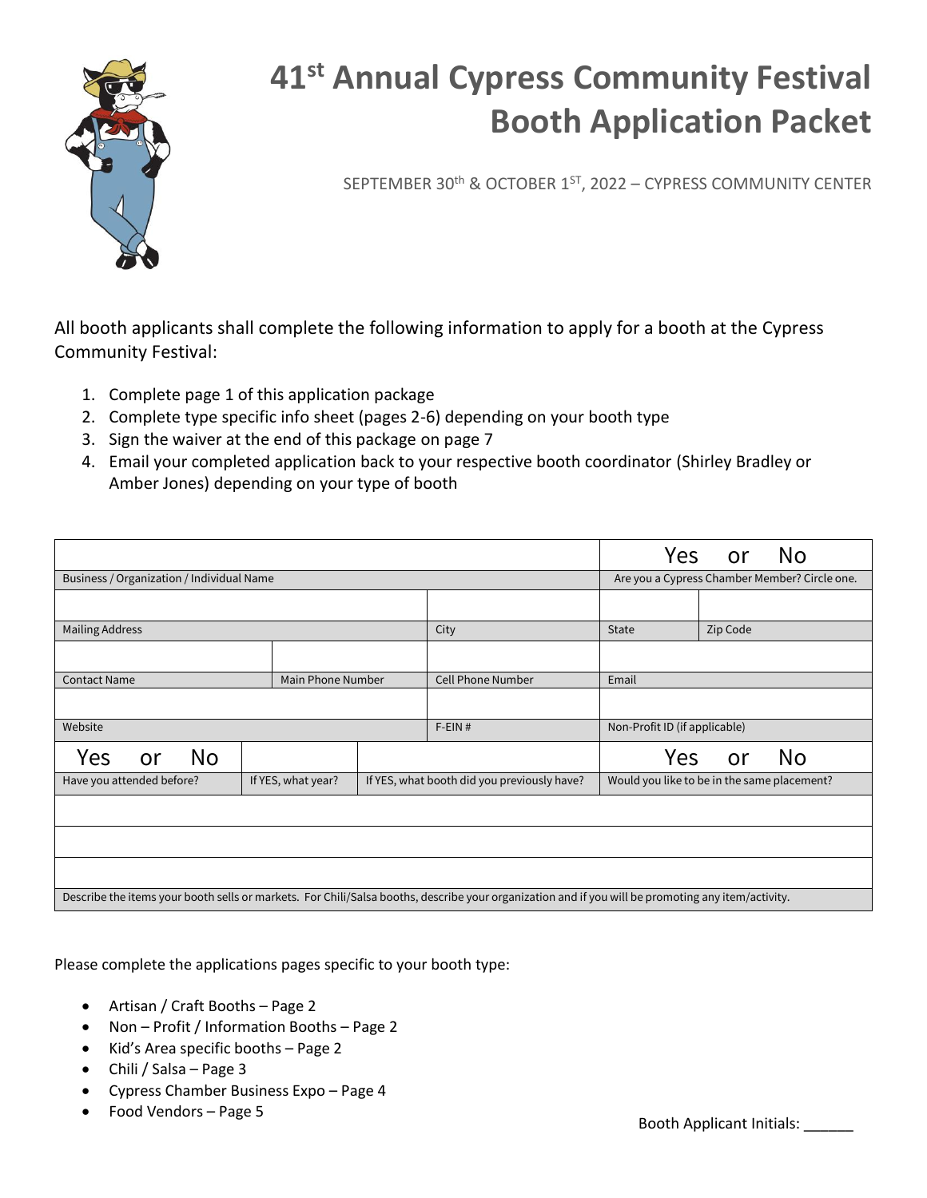# 41st Annual Cypress Community Festival Booth Application Packet

SEPTEMBER 30th & OCTOBER 1ST, 2022 – CYPRESS COMMUNITY CENTER

All booth applicants shall complete the following information to apply for a booth at the Cypress Community Festival:

1. Complete page 1 of this application package
2. Complete type specific info sheet (pages 2-6) depending on your booth type
3. Sign the waiver at the end of this package on page 7
4. Email your completed application back to your respective booth coordinator (Shirley Bradley or Amber Jones) depending on your type of booth

| | | | |
|---|---|---|---|
| | | | Yes or No |
| Business / Organization / Individual Name | | | Are you a Cypress Chamber Member? Circle one. |
| | | | |
| Mailing Address | City | State | Zip Code |
| | | | |
| Contact Name | Main Phone Number | Cell Phone Number | Email |
| | | | |
| Website | | F-EIN # | Non-Profit ID (if applicable) |
| Yes or No | | | Yes or No |
| Have you attended before? | If YES, what year? | If YES, what booth did you previously have? | Would you like to be in the same placement? |
| | | | |
| | | | |
| | | | |
| Describe the items your booth sells or markets. For Chili/Salsa booths, describe your organization and if you will be promoting any item/activity. | | | |

Please complete the applications pages specific to your booth type:

- Artisan / Craft Booths – Page 2
- Non – Profit / Information Booths – Page 2
- Kid's Area specific booths – Page 2
- Chili / Salsa – Page 3
- Cypress Chamber Business Expo – Page 4
- Food Vendors – Page 5

Booth Applicant Initials: ______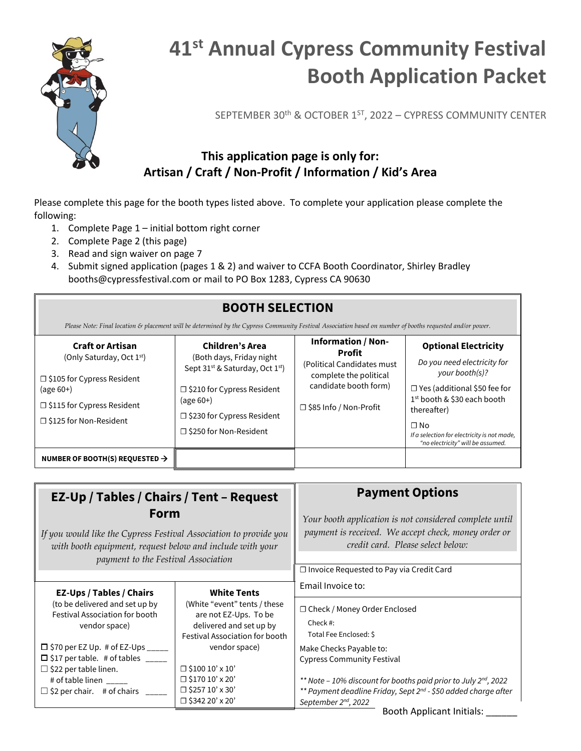# 41st Annual Cypress Community Festival Booth Application Packet

SEPTEMBER 30th & OCTOBER 1ST, 2022 – CYPRESS COMMUNITY CENTER

## This application page is only for: Artisan / Craft / Non-Profit / Information / Kid's Area

Please complete this page for the booth types listed above. To complete your application please complete the following:

1. Complete Page 1 – initial bottom right corner
2. Complete Page 2 (this page)
3. Read and sign waiver on page 7
4. Submit signed application (pages 1 & 2) and waiver to CCFA Booth Coordinator, Shirley Bradley booths@cypressfestival.com or mail to PO Box 1283, Cypress CA 90630

## BOOTH SELECTION

*Please Note: Final location & placement will be determined by the Cypress Community Festival Association based on number of booths requested and/or power.*

| Craft or Artisan | Children's Area | Information / Non-Profit | Optional Electricity |
|---|---|---|---|
| (Only Saturday, Oct 1st)<br>☐ $105 for Cypress Resident (age 60+)<br>☐ $115 for Cypress Resident<br>☐ $125 for Non-Resident | (Both days, Friday night Sept 31st & Saturday, Oct 1st)<br>☐ $210 for Cypress Resident (age 60+)<br>☐ $230 for Cypress Resident<br>☐ $250 for Non-Resident | (Political Candidates must complete the political candidate booth form)<br>☐ $85 Info / Non-Profit | *Do you need electricity for your booth(s)?*<br>☐ Yes (additional $50 fee for 1st booth & $30 each booth thereafter)<br>☐ No<br>*If a selection for electricity is not made, "no electricity" will be assumed.* |
| **NUMBER OF BOOTH(S) REQUESTED →** | | | |

## EZ-Up / Tables / Chairs / Tent – Request Form

*If you would like the Cypress Festival Association to provide you with booth equipment, request below and include with your payment to the Festival Association*

| EZ-Ups / Tables / Chairs | White Tents |
|---|---|
| (to be delivered and set up by Festival Association for booth vendor space)<br>☐ $70 per EZ Up. # of EZ-Ups _____<br>☐ $17 per table. # of tables _____<br>☐ $22 per table linen. # of table linen _____<br>☐ $2 per chair. # of chairs _____ | (White "event" tents / these are not EZ-Ups. To be delivered and set up by Festival Association for booth vendor space)<br>☐ $100 10' x 10'<br>☐ $170 10' x 20'<br>☐ $257 10' x 30'<br>☐ $342 20' x 20' |

## Payment Options

*Your booth application is not considered complete until payment is received. We accept check, money order or credit card. Please select below:*

☐ Invoice Requested to Pay via Credit Card

Email Invoice to:

☐ Check / Money Order Enclosed

Check #:

Total Fee Enclosed: $

Make Checks Payable to:
Cypress Community Festival

*\*\* Note – 10% discount for booths paid prior to July 2nd, 2022*
*\*\* Payment deadline Friday, Sept 2nd - $50 added charge after September 2nd, 2022*

Booth Applicant Initials: ______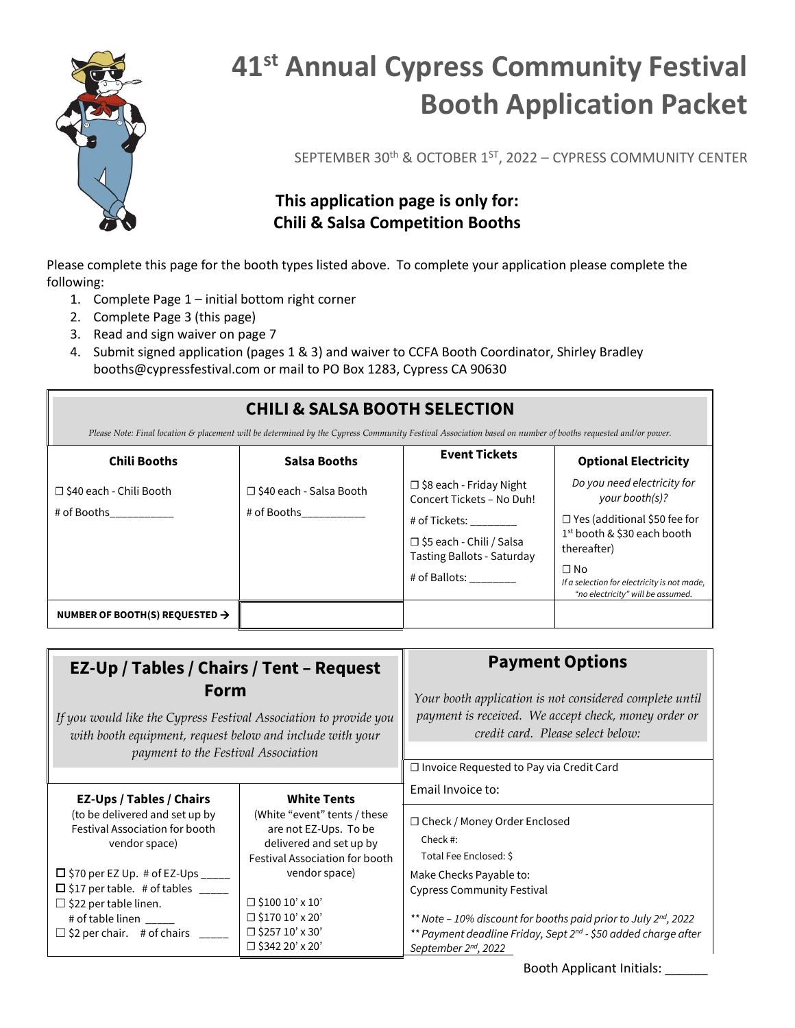# 41st Annual Cypress Community Festival Booth Application Packet

SEPTEMBER 30th & OCTOBER 1ST, 2022 – CYPRESS COMMUNITY CENTER

**This application page is only for:**
**Chili & Salsa Competition Booths**

Please complete this page for the booth types listed above. To complete your application please complete the following:

1. Complete Page 1 – initial bottom right corner
2. Complete Page 3 (this page)
3. Read and sign waiver on page 7
4. Submit signed application (pages 1 & 3) and waiver to CCFA Booth Coordinator, Shirley Bradley booths@cypressfestival.com or mail to PO Box 1283, Cypress CA 90630

## CHILI & SALSA BOOTH SELECTION

*Please Note: Final location & placement will be determined by the Cypress Community Festival Association based on number of booths requested and/or power.*

| Chili Booths | Salsa Booths | Event Tickets | Optional Electricity |
|---|---|---|---|
| ☐ $40 each - Chili Booth<br># of Booths__________ | ☐ $40 each - Salsa Booth<br># of Booths__________ | ☐ $8 each - Friday Night Concert Tickets – No Duh!<br># of Tickets: _______<br>☐ $5 each - Chili / Salsa Tasting Ballots - Saturday<br># of Ballots: _______ | *Do you need electricity for your booth(s)?*<br>☐ Yes (additional $50 fee for 1st booth & $30 each booth thereafter)<br>☐ No<br>*If a selection for electricity is not made, "no electricity" will be assumed.* |
| **NUMBER OF BOOTH(S) REQUESTED →** | | | |

## EZ-Up / Tables / Chairs / Tent – Request Form

*If you would like the Cypress Festival Association to provide you with booth equipment, request below and include with your payment to the Festival Association*

| EZ-Ups / Tables / Chairs | White Tents |
|---|---|
| (to be delivered and set up by Festival Association for booth vendor space) | (White "event" tents / these are not EZ-Ups. To be delivered and set up by Festival Association for booth vendor space) |
| ☐ $70 per EZ Up. # of EZ-Ups _____<br>☐ $17 per table. # of tables _____<br>☐ $22 per table linen. # of table linen _____<br>☐ $2 per chair. # of chairs _____ | ☐ $100 10' x 10'<br>☐ $170 10' x 20'<br>☐ $257 10' x 30'<br>☐ $342 20' x 20' |

## Payment Options

*Your booth application is not considered complete until payment is received. We accept check, money order or credit card. Please select below:*

☐ Invoice Requested to Pay via Credit Card

Email Invoice to:

☐ Check / Money Order Enclosed

Check #:

Total Fee Enclosed: $

Make Checks Payable to:
Cypress Community Festival

*\*\* Note – 10% discount for booths paid prior to July 2nd, 2022*
*\*\* Payment deadline Friday, Sept 2nd - $50 added charge after September 2nd, 2022*

Booth Applicant Initials: ______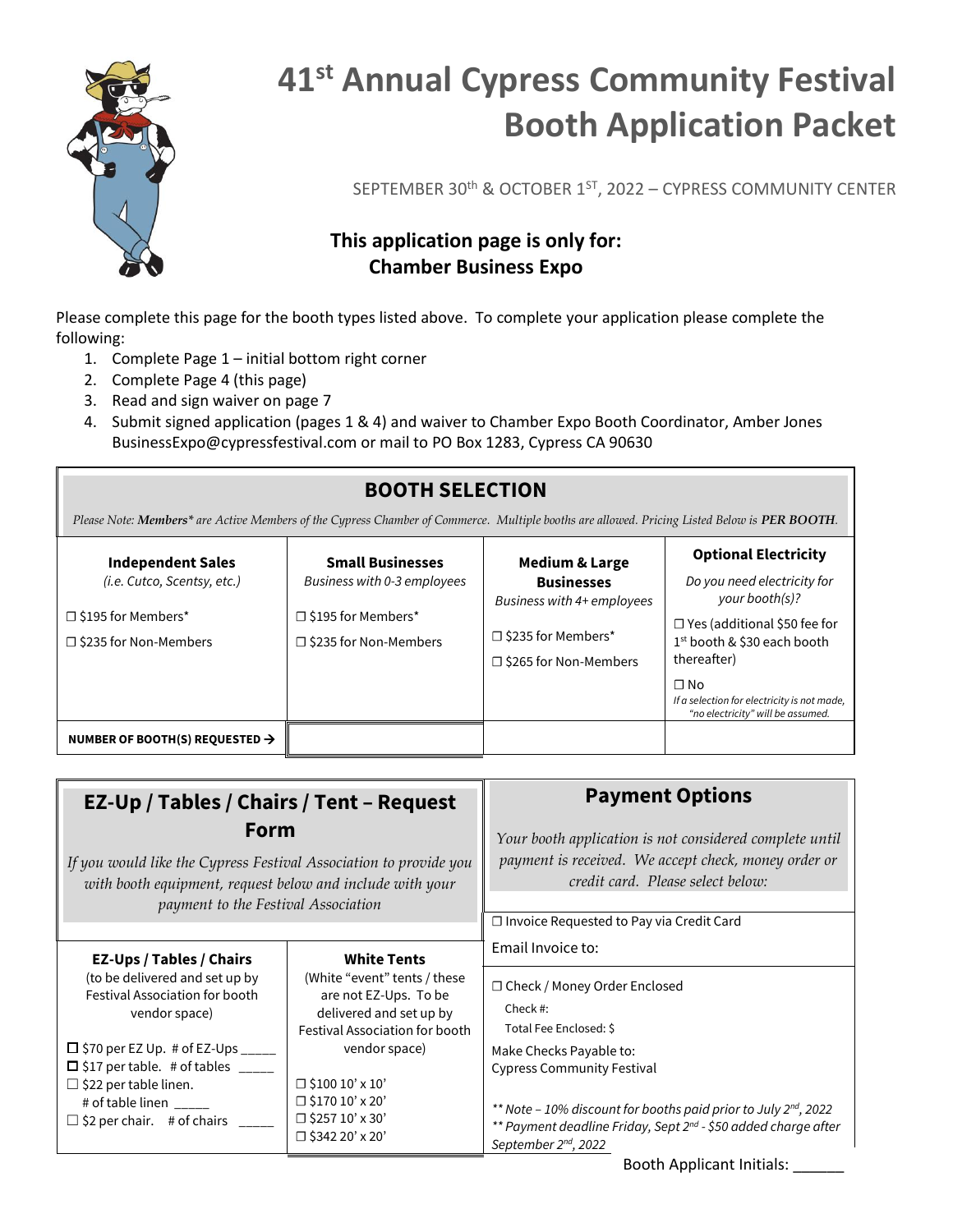# 41st Annual Cypress Community Festival Booth Application Packet

SEPTEMBER 30th & OCTOBER 1ST, 2022 – CYPRESS COMMUNITY CENTER

**This application page is only for: Chamber Business Expo**

Please complete this page for the booth types listed above. To complete your application please complete the following:

1. Complete Page 1 – initial bottom right corner
2. Complete Page 4 (this page)
3. Read and sign waiver on page 7
4. Submit signed application (pages 1 & 4) and waiver to Chamber Expo Booth Coordinator, Amber Jones BusinessExpo@cypressfestival.com or mail to PO Box 1283, Cypress CA 90630

## BOOTH SELECTION

*Please Note: **Members*** *are Active Members of the Cypress Chamber of Commerce. Multiple booths are allowed. Pricing Listed Below is* ***PER BOOTH****.*

| **Independent Sales** *(i.e. Cutco, Scentsy, etc.)* | **Small Businesses** *Business with 0-3 employees* | **Medium & Large Businesses** *Business with 4+ employees* | **Optional Electricity** *Do you need electricity for your booth(s)?* |
|---|---|---|---|
| ☐ $195 for Members*<br>☐ $235 for Non-Members | ☐ $195 for Members*<br>☐ $235 for Non-Members | ☐ $235 for Members*<br>☐ $265 for Non-Members | ☐ Yes (additional $50 fee for 1st booth & $30 each booth thereafter)<br>☐ No<br>*If a selection for electricity is not made, "no electricity" will be assumed.* |
| **NUMBER OF BOOTH(S) REQUESTED →** | | | |

## EZ-Up / Tables / Chairs / Tent – Request Form

*If you would like the Cypress Festival Association to provide you with booth equipment, request below and include with your payment to the Festival Association*

| **EZ-Ups / Tables / Chairs** (to be delivered and set up by Festival Association for booth vendor space) | **White Tents** (White "event" tents / these are not EZ-Ups. To be delivered and set up by Festival Association for booth vendor space) |
|---|---|
| ☐ $70 per EZ Up. # of EZ-Ups _____<br>☐ $17 per table. # of tables _____<br>☐ $22 per table linen. # of table linen _____<br>☐ $2 per chair. # of chairs _____ | ☐ $100 10' x 10'<br>☐ $170 10' x 20'<br>☐ $257 10' x 30'<br>☐ $342 20' x 20' |

## Payment Options

*Your booth application is not considered complete until payment is received. We accept check, money order or credit card. Please select below:*

☐ Invoice Requested to Pay via Credit Card

Email Invoice to:

☐ Check / Money Order Enclosed

Check #:

Total Fee Enclosed: $

Make Checks Payable to: Cypress Community Festival

*\*\* Note – 10% discount for booths paid prior to July 2nd, 2022*

*\*\* Payment deadline Friday, Sept 2nd - $50 added charge after September 2nd, 2022*

Booth Applicant Initials: ______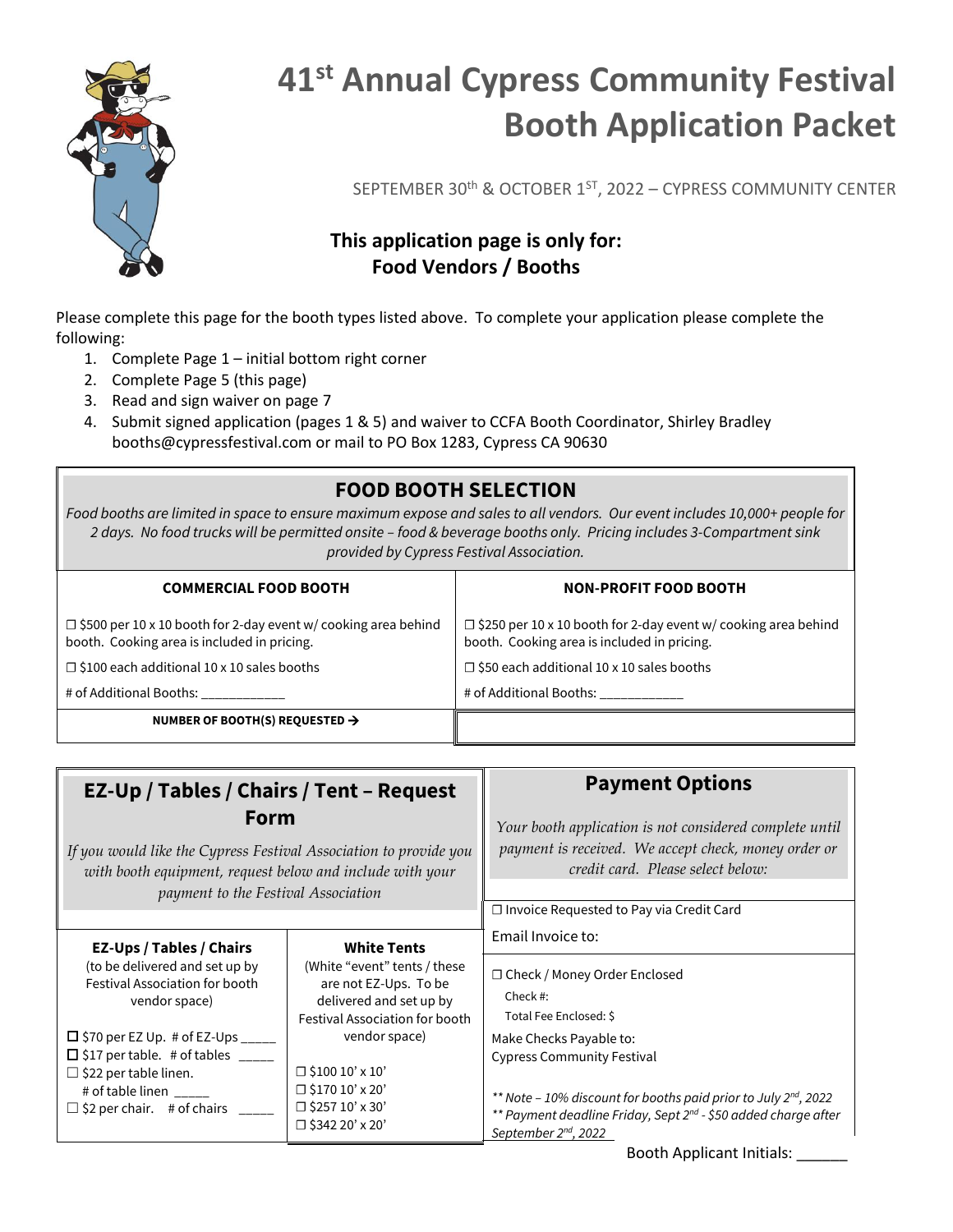# 41st Annual Cypress Community Festival Booth Application Packet

SEPTEMBER 30th & OCTOBER 1ST, 2022 – CYPRESS COMMUNITY CENTER

**This application page is only for:**
**Food Vendors / Booths**

Please complete this page for the booth types listed above. To complete your application please complete the following:

1. Complete Page 1 – initial bottom right corner
2. Complete Page 5 (this page)
3. Read and sign waiver on page 7
4. Submit signed application (pages 1 & 5) and waiver to CCFA Booth Coordinator, Shirley Bradley booths@cypressfestival.com or mail to PO Box 1283, Cypress CA 90630

## FOOD BOOTH SELECTION

*Food booths are limited in space to ensure maximum expose and sales to all vendors. Our event includes 10,000+ people for 2 days. No food trucks will be permitted onsite – food & beverage booths only. Pricing includes 3-Compartment sink provided by Cypress Festival Association.*

| COMMERCIAL FOOD BOOTH | NON-PROFIT FOOD BOOTH |
|---|---|
| ☐ $500 per 10 x 10 booth for 2-day event w/ cooking area behind booth. Cooking area is included in pricing. | ☐ $250 per 10 x 10 booth for 2-day event w/ cooking area behind booth. Cooking area is included in pricing. |
| ☐ $100 each additional 10 x 10 sales booths | ☐ $50 each additional 10 x 10 sales booths |
| # of Additional Booths: ___________ | # of Additional Booths: ___________ |
| **NUMBER OF BOOTH(S) REQUESTED →** | |

## EZ-Up / Tables / Chairs / Tent – Request Form

*If you would like the Cypress Festival Association to provide you with booth equipment, request below and include with your payment to the Festival Association*

| EZ-Ups / Tables / Chairs | White Tents |
|---|---|
| (to be delivered and set up by Festival Association for booth vendor space) | (White "event" tents / these are not EZ-Ups. To be delivered and set up by Festival Association for booth vendor space) |
| ☐ $70 per EZ Up. # of EZ-Ups _____ | ☐ $100 10' x 10' |
| ☐ $17 per table. # of tables _____ | ☐ $170 10' x 20' |
| ☐ $22 per table linen. # of table linen _____ | ☐ $257 10' x 30' |
| ☐ $2 per chair. # of chairs _____ | ☐ $342 20' x 20' |

## Payment Options

*Your booth application is not considered complete until payment is received. We accept check, money order or credit card. Please select below:*

☐ Invoice Requested to Pay via Credit Card

Email Invoice to:

☐ Check / Money Order Enclosed

Check #:

Total Fee Enclosed: $

Make Checks Payable to:
Cypress Community Festival

*\** Note – 10% discount for booths paid prior to July 2nd, 2022*
*\** Payment deadline Friday, Sept 2nd - $50 added charge after September 2nd, 2022*

Booth Applicant Initials: ______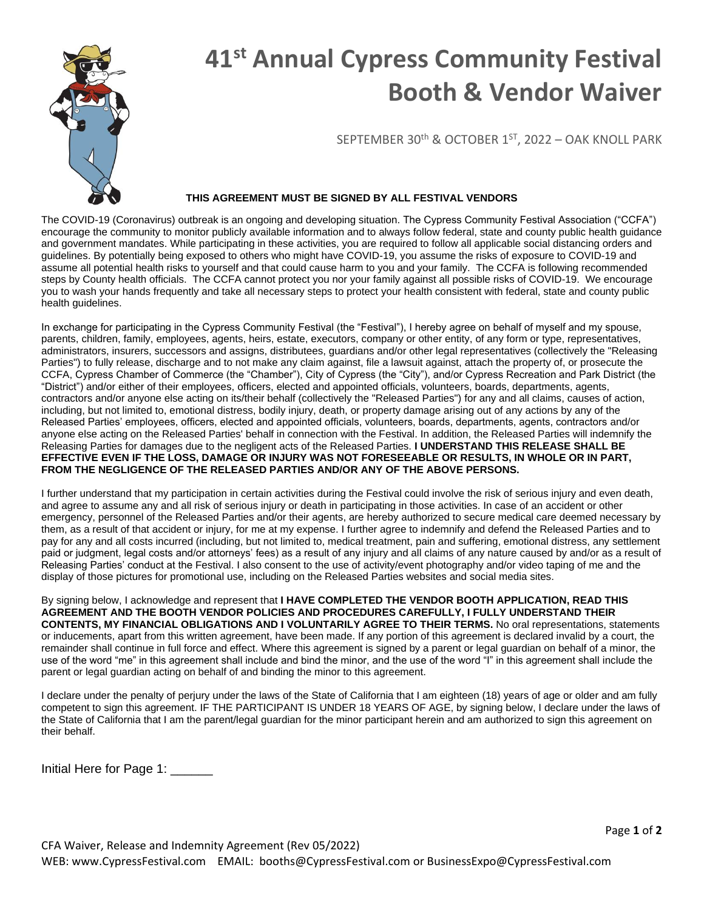# 41st Annual Cypress Community Festival Booth & Vendor Waiver

SEPTEMBER 30th & OCTOBER 1ST, 2022 – OAK KNOLL PARK

**THIS AGREEMENT MUST BE SIGNED BY ALL FESTIVAL VENDORS**

The COVID-19 (Coronavirus) outbreak is an ongoing and developing situation. The Cypress Community Festival Association ("CCFA") encourage the community to monitor publicly available information and to always follow federal, state and county public health guidance and government mandates. While participating in these activities, you are required to follow all applicable social distancing orders and guidelines. By potentially being exposed to others who might have COVID-19, you assume the risks of exposure to COVID-19 and assume all potential health risks to yourself and that could cause harm to you and your family. The CCFA is following recommended steps by County health officials. The CCFA cannot protect you nor your family against all possible risks of COVID-19. We encourage you to wash your hands frequently and take all necessary steps to protect your health consistent with federal, state and county public health guidelines.

In exchange for participating in the Cypress Community Festival (the "Festival"), I hereby agree on behalf of myself and my spouse, parents, children, family, employees, agents, heirs, estate, executors, company or other entity, of any form or type, representatives, administrators, insurers, successors and assigns, distributees, guardians and/or other legal representatives (collectively the "Releasing Parties") to fully release, discharge and to not make any claim against, file a lawsuit against, attach the property of, or prosecute the CCFA, Cypress Chamber of Commerce (the "Chamber"), City of Cypress (the "City"), and/or Cypress Recreation and Park District (the "District") and/or either of their employees, officers, elected and appointed officials, volunteers, boards, departments, agents, contractors and/or anyone else acting on its/their behalf (collectively the "Released Parties") for any and all claims, causes of action, including, but not limited to, emotional distress, bodily injury, death, or property damage arising out of any actions by any of the Released Parties' employees, officers, elected and appointed officials, volunteers, boards, departments, agents, contractors and/or anyone else acting on the Released Parties' behalf in connection with the Festival. In addition, the Released Parties will indemnify the Releasing Parties for damages due to the negligent acts of the Released Parties. **I UNDERSTAND THIS RELEASE SHALL BE EFFECTIVE EVEN IF THE LOSS, DAMAGE OR INJURY WAS NOT FORESEEABLE OR RESULTS, IN WHOLE OR IN PART, FROM THE NEGLIGENCE OF THE RELEASED PARTIES AND/OR ANY OF THE ABOVE PERSONS.**

I further understand that my participation in certain activities during the Festival could involve the risk of serious injury and even death, and agree to assume any and all risk of serious injury or death in participating in those activities. In case of an accident or other emergency, personnel of the Released Parties and/or their agents, are hereby authorized to secure medical care deemed necessary by them, as a result of that accident or injury, for me at my expense. I further agree to indemnify and defend the Released Parties and to pay for any and all costs incurred (including, but not limited to, medical treatment, pain and suffering, emotional distress, any settlement paid or judgment, legal costs and/or attorneys' fees) as a result of any injury and all claims of any nature caused by and/or as a result of Releasing Parties' conduct at the Festival. I also consent to the use of activity/event photography and/or video taping of me and the display of those pictures for promotional use, including on the Released Parties websites and social media sites.

By signing below, I acknowledge and represent that **I HAVE COMPLETED THE VENDOR BOOTH APPLICATION, READ THIS AGREEMENT AND THE BOOTH VENDOR POLICIES AND PROCEDURES CAREFULLY, I FULLY UNDERSTAND THEIR CONTENTS, MY FINANCIAL OBLIGATIONS AND I VOLUNTARILY AGREE TO THEIR TERMS.** No oral representations, statements or inducements, apart from this written agreement, have been made. If any portion of this agreement is declared invalid by a court, the remainder shall continue in full force and effect. Where this agreement is signed by a parent or legal guardian on behalf of a minor, the use of the word "me" in this agreement shall include and bind the minor, and the use of the word "I" in this agreement shall include the parent or legal guardian acting on behalf of and binding the minor to this agreement.

I declare under the penalty of perjury under the laws of the State of California that I am eighteen (18) years of age or older and am fully competent to sign this agreement. IF THE PARTICIPANT IS UNDER 18 YEARS OF AGE, by signing below, I declare under the laws of the State of California that I am the parent/legal guardian for the minor participant herein and am authorized to sign this agreement on their behalf.

Initial Here for Page 1: ______

CFA Waiver, Release and Indemnity Agreement (Rev 05/2022)
WEB: www.CypressFestival.com EMAIL: booths@CypressFestival.com or BusinessExpo@CypressFestival.com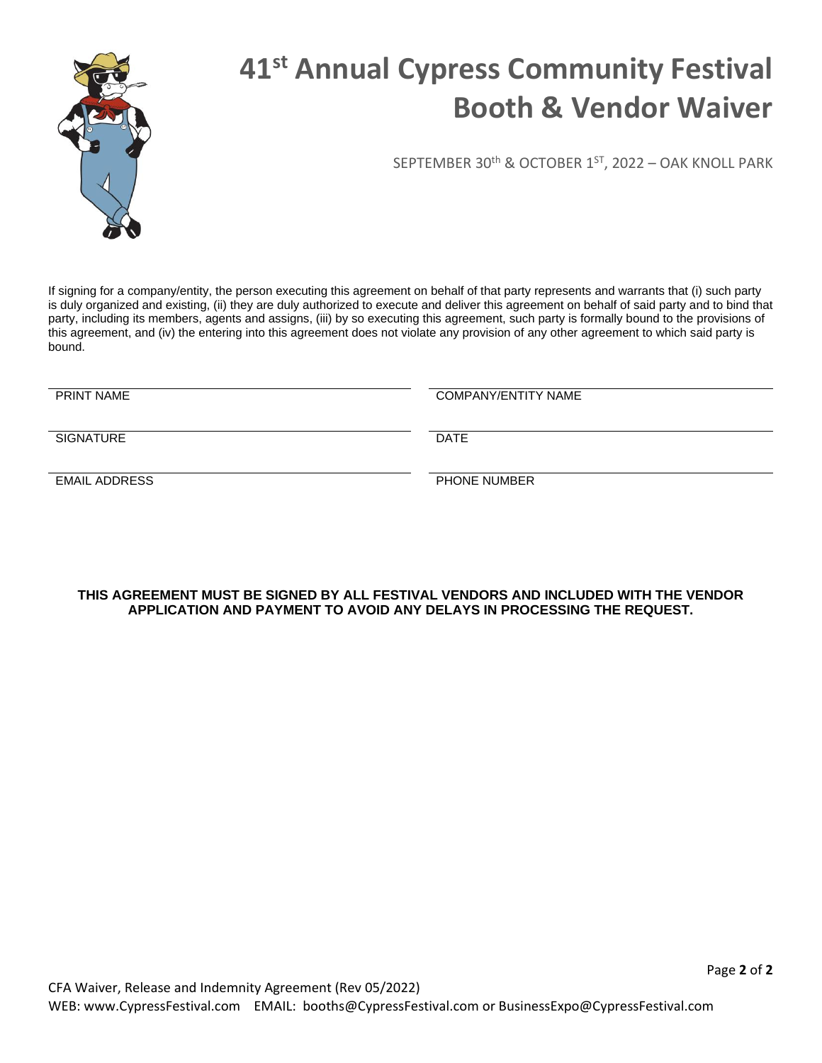# 41st Annual Cypress Community Festival Booth & Vendor Waiver

SEPTEMBER 30th & OCTOBER 1ST, 2022 – OAK KNOLL PARK

If signing for a company/entity, the person executing this agreement on behalf of that party represents and warrants that (i) such party is duly organized and existing, (ii) they are duly authorized to execute and deliver this agreement on behalf of said party and to bind that party, including its members, agents and assigns, (iii) by so executing this agreement, such party is formally bound to the provisions of this agreement, and (iv) the entering into this agreement does not violate any provision of any other agreement to which said party is bound.

| | |
|---|---|
| PRINT NAME | COMPANY/ENTITY NAME |
| SIGNATURE | DATE |
| EMAIL ADDRESS | PHONE NUMBER |

**THIS AGREEMENT MUST BE SIGNED BY ALL FESTIVAL VENDORS AND INCLUDED WITH THE VENDOR APPLICATION AND PAYMENT TO AVOID ANY DELAYS IN PROCESSING THE REQUEST.**

CFA Waiver, Release and Indemnity Agreement (Rev 05/2022)

WEB: www.CypressFestival.com EMAIL: booths@CypressFestival.com or BusinessExpo@CypressFestival.com